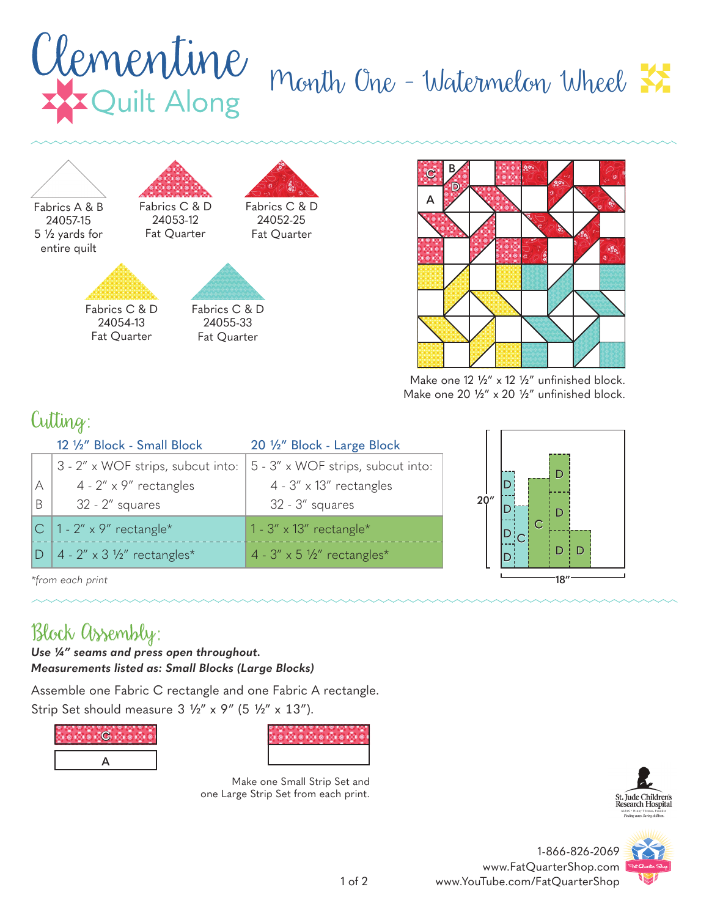# Clementine Quilt Along

## Month One - Watermelon Wheel

Fabrics A & B
24057-15
5 ½ yards for entire quilt

Fabrics C & D
24053-12
Fat Quarter

Fabrics C & D
24052-25
Fat Quarter

Fabrics C & D
24054-13
Fat Quarter

Fabrics C & D
24055-33
Fat Quarter

Make one 12 ½" x 12 ½" unfinished block.
Make one 20 ½" x 20 ½" unfinished block.

## Cutting:

| | 12 ½" Block - Small Block | 20 ½" Block - Large Block |
|---|---|---|
| A<br>B | 3 - 2" x WOF strips, subcut into:<br>4 - 2" x 9" rectangles<br>32 - 2" squares | 5 - 3" x WOF strips, subcut into:<br>4 - 3" x 13" rectangles<br>32 - 3" squares |
| C | 1 - 2" x 9" rectangle* | 1 - 3" x 13" rectangle* |
| D | 4 - 2" x 3 ½" rectangles* | 4 - 3" x 5 ½" rectangles* |

*from each print*

20" 18"

## Block Assembly:

***Use ¼" seams and press open throughout.***
***Measurements listed as: Small Blocks (Large Blocks)***

Assemble one Fabric C rectangle and one Fabric A rectangle.
Strip Set should measure 3 ½" x 9" (5 ½" x 13").

Make one Small Strip Set and one Large Strip Set from each print.

1-866-826-2069
www.FatQuarterShop.com
www.YouTube.com/FatQuarterShop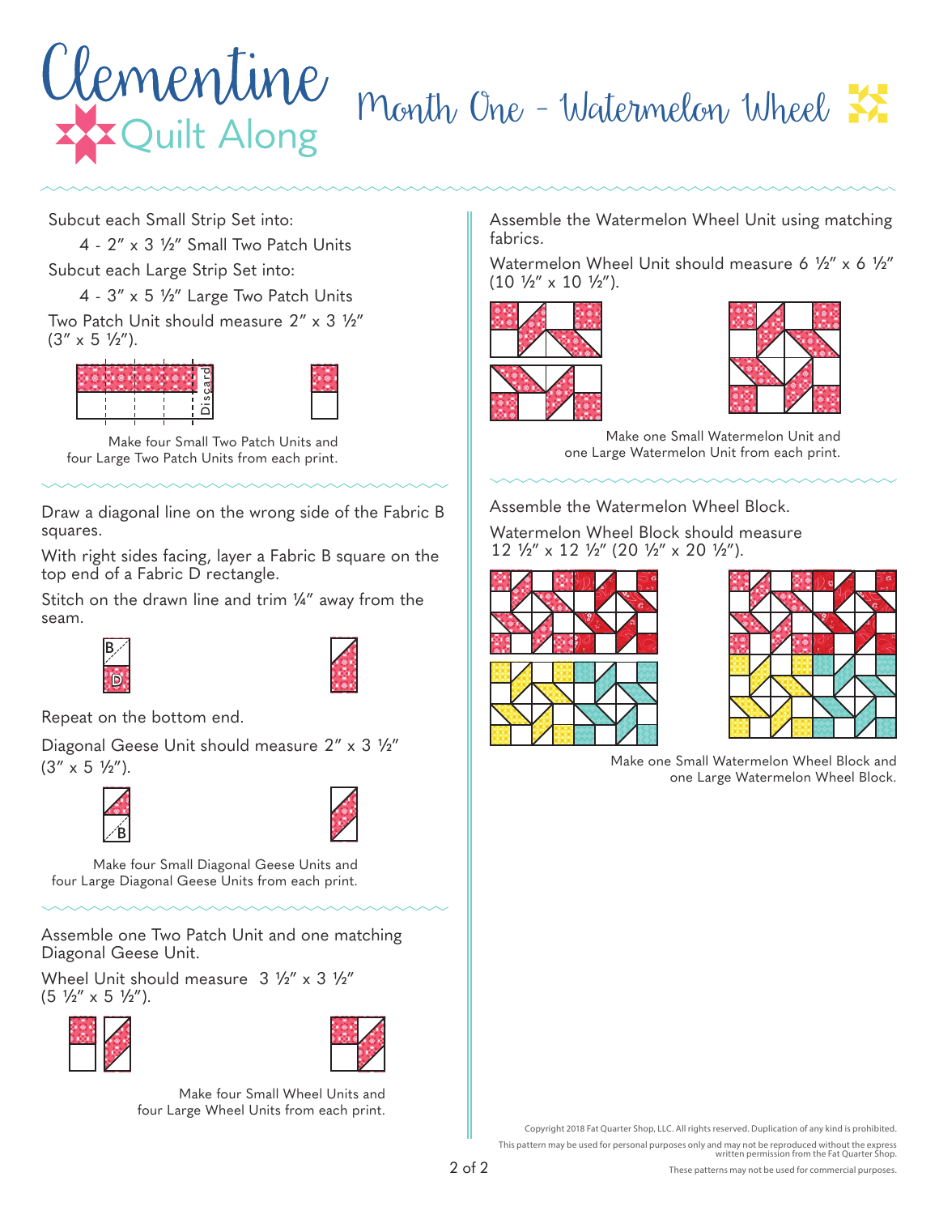# Clementine Quilt Along

## Month One - Watermelon Wheel

Subcut each Small Strip Set into:

4 - 2" x 3 ½" Small Two Patch Units

Subcut each Large Strip Set into:

4 - 3" x 5 ½" Large Two Patch Units

Two Patch Unit should measure 2" x 3 ½" (3" x 5 ½").

Discard

Make four Small Two Patch Units and four Large Two Patch Units from each print.

Draw a diagonal line on the wrong side of the Fabric B squares.

With right sides facing, layer a Fabric B square on the top end of a Fabric D rectangle.

Stitch on the drawn line and trim ¼" away from the seam.

B

D

Repeat on the bottom end.

Diagonal Geese Unit should measure 2" x 3 ½" (3" x 5 ½").

B

Make four Small Diagonal Geese Units and four Large Diagonal Geese Units from each print.

Assemble one Two Patch Unit and one matching Diagonal Geese Unit.

Wheel Unit should measure 3 ½" x 3 ½" (5 ½" x 5 ½").

Make four Small Wheel Units and four Large Wheel Units from each print.

Assemble the Watermelon Wheel Unit using matching fabrics.

Watermelon Wheel Unit should measure 6 ½" x 6 ½" (10 ½" x 10 ½").

Make one Small Watermelon Unit and one Large Watermelon Unit from each print.

Assemble the Watermelon Wheel Block.

Watermelon Wheel Block should measure 12 ½" x 12 ½" (20 ½" x 20 ½").

Make one Small Watermelon Wheel Block and one Large Watermelon Wheel Block.

Copyright 2018 Fat Quarter Shop, LLC. All rights reserved. Duplication of any kind is prohibited.

This pattern may be used for personal purposes only and may not be reproduced without the express written permission from the Fat Quarter Shop.

These patterns may not be used for commercial purposes.